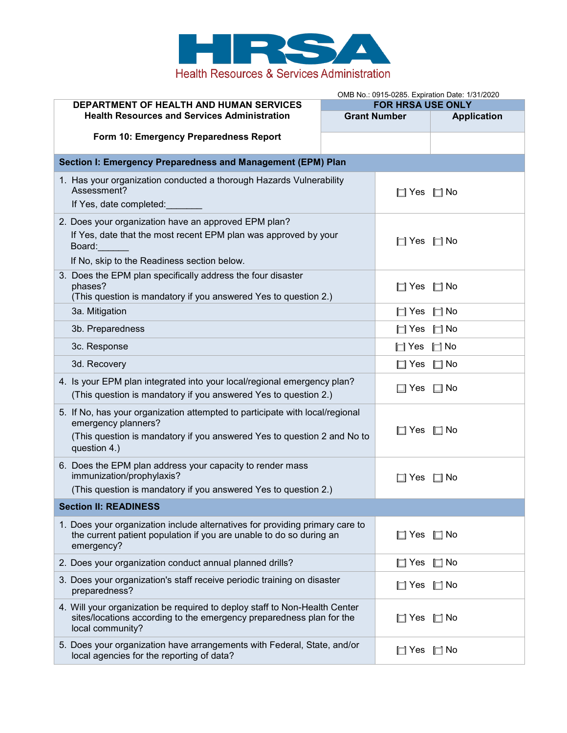HRSA

Health Resources & Services Administration

OMB No.: 0915-0285. Expiration Date: 1/31/2020

| DEPARTMENT OF HEALTH AND HUMAN SERVICES<br>Health Resources and Services Administration<br><br>Form 10: Emergency Preparedness Report | FOR HRSA USE ONLY | |
|---|---|---|
| | Grant Number | Application |
| | | |

| Section I: Emergency Preparedness and Management (EPM) Plan | |
|---|---|
| 1. Has your organization conducted a thorough Hazards Vulnerability Assessment?<br>If Yes, date completed:_______ | ☐ Yes ☐ No |
| 2. Does your organization have an approved EPM plan?<br>If Yes, date that the most recent EPM plan was approved by your Board:______<br>If No, skip to the Readiness section below. | ☐ Yes ☐ No |
| 3. Does the EPM plan specifically address the four disaster phases?<br>(This question is mandatory if you answered Yes to question 2.) | ☐ Yes ☐ No |
| 3a. Mitigation | ☐ Yes ☐ No |
| 3b. Preparedness | ☐ Yes ☐ No |
| 3c. Response | ☐ Yes ☐ No |
| 3d. Recovery | ☐ Yes ☐ No |
| 4. Is your EPM plan integrated into your local/regional emergency plan?<br>(This question is mandatory if you answered Yes to question 2.) | ☐ Yes ☐ No |
| 5. If No, has your organization attempted to participate with local/regional emergency planners?<br>(This question is mandatory if you answered Yes to question 2 and No to question 4.) | ☐ Yes ☐ No |
| 6. Does the EPM plan address your capacity to render mass immunization/prophylaxis?<br>(This question is mandatory if you answered Yes to question 2.) | ☐ Yes ☐ No |

| Section II: READINESS | |
|---|---|
| 1. Does your organization include alternatives for providing primary care to the current patient population if you are unable to do so during an emergency? | ☐ Yes ☐ No |
| 2. Does your organization conduct annual planned drills? | ☐ Yes ☐ No |
| 3. Does your organization's staff receive periodic training on disaster preparedness? | ☐ Yes ☐ No |
| 4. Will your organization be required to deploy staff to Non-Health Center sites/locations according to the emergency preparedness plan for the local community? | ☐ Yes ☐ No |
| 5. Does your organization have arrangements with Federal, State, and/or local agencies for the reporting of data? | ☐ Yes ☐ No |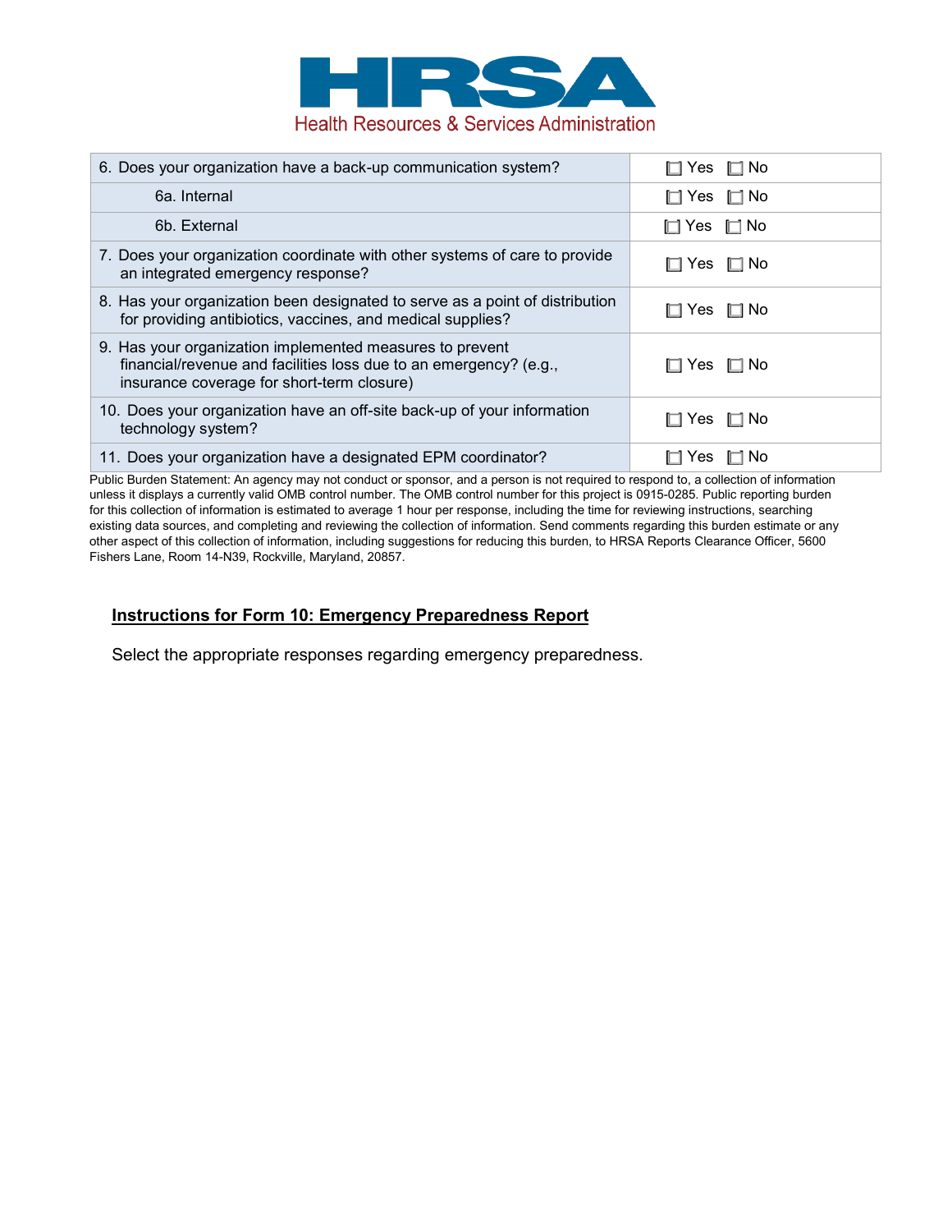**HRSA**
Health Resources & Services Administration

| | |
|---|---|
| 6. Does your organization have a back-up communication system? | ☐ Yes ☐ No |
| 6a. Internal | ☐ Yes ☐ No |
| 6b. External | ☐ Yes ☐ No |
| 7. Does your organization coordinate with other systems of care to provide an integrated emergency response? | ☐ Yes ☐ No |
| 8. Has your organization been designated to serve as a point of distribution for providing antibiotics, vaccines, and medical supplies? | ☐ Yes ☐ No |
| 9. Has your organization implemented measures to prevent financial/revenue and facilities loss due to an emergency? (e.g., insurance coverage for short-term closure) | ☐ Yes ☐ No |
| 10. Does your organization have an off-site back-up of your information technology system? | ☐ Yes ☐ No |
| 11. Does your organization have a designated EPM coordinator? | ☐ Yes ☐ No |

Public Burden Statement: An agency may not conduct or sponsor, and a person is not required to respond to, a collection of information unless it displays a currently valid OMB control number. The OMB control number for this project is 0915-0285. Public reporting burden for this collection of information is estimated to average 1 hour per response, including the time for reviewing instructions, searching existing data sources, and completing and reviewing the collection of information. Send comments regarding this burden estimate or any other aspect of this collection of information, including suggestions for reducing this burden, to HRSA Reports Clearance Officer, 5600 Fishers Lane, Room 14-N39, Rockville, Maryland, 20857.

## Instructions for Form 10: Emergency Preparedness Report

Select the appropriate responses regarding emergency preparedness.